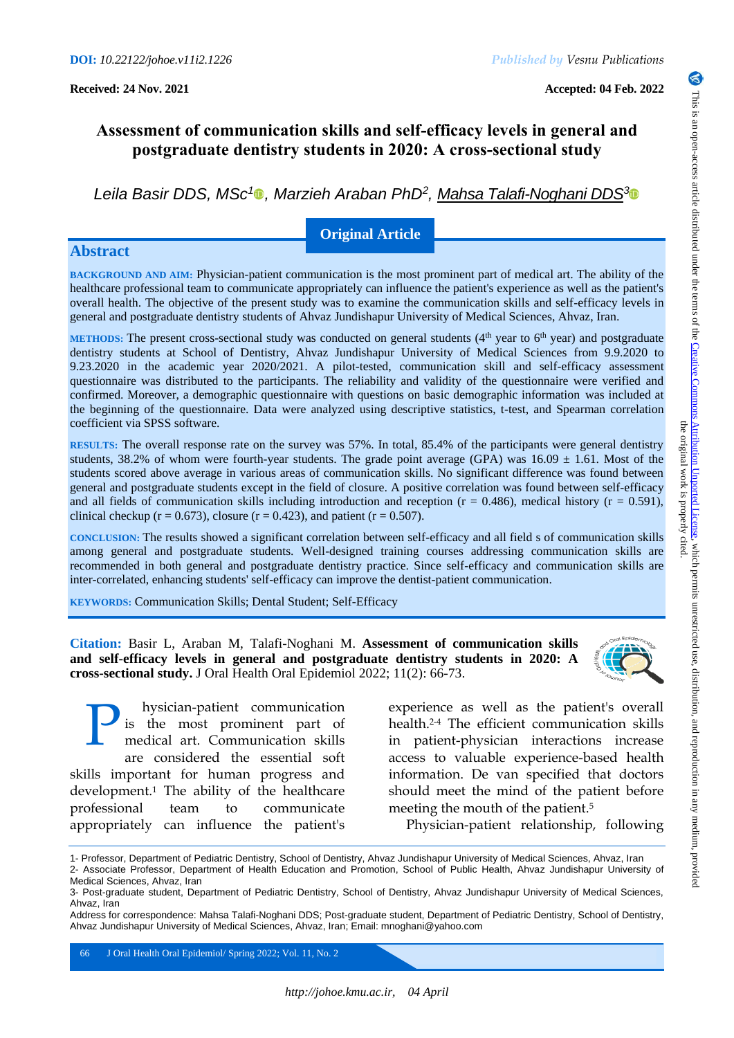DOI: 10.22122/johoe.v11i2.1226

Published by Vesnu Publications

Received: 24 Nov. 2021

Accepted: 04 Feb. 2022

# Assessment of communication skills and self-efficacy levels in general and postgraduate dentistry students in 2020: A cross-sectional study

*Leila Basir DDS, MSc[1], Marzieh Araban PhD[2], Mahsa Talafi-Noghani DDS[3]*

**Original Article**

## Abstract

**BACKGROUND AND AIM:** Physician-patient communication is the most prominent part of medical art. The ability of the healthcare professional team to communicate appropriately can influence the patient's experience as well as the patient's overall health. The objective of the present study was to examine the communication skills and self-efficacy levels in general and postgraduate dentistry students of Ahvaz Jundishapur University of Medical Sciences, Ahvaz, Iran.

**METHODS:** The present cross-sectional study was conducted on general students (4th year to 6th year) and postgraduate dentistry students at School of Dentistry, Ahvaz Jundishapur University of Medical Sciences from 9.9.2020 to 9.23.2020 in the academic year 2020/2021. A pilot-tested, communication skill and self-efficacy assessment questionnaire was distributed to the participants. The reliability and validity of the questionnaire were verified and confirmed. Moreover, a demographic questionnaire with questions on basic demographic information was included at the beginning of the questionnaire. Data were analyzed using descriptive statistics, t-test, and Spearman correlation coefficient via SPSS software.

**RESULTS:** The overall response rate on the survey was 57%. In total, 85.4% of the participants were general dentistry students, 38.2% of whom were fourth-year students. The grade point average (GPA) was 16.09 ± 1.61. Most of the students scored above average in various areas of communication skills. No significant difference was found between general and postgraduate students except in the field of closure. A positive correlation was found between self-efficacy and all fields of communication skills including introduction and reception (r = 0.486), medical history (r = 0.591), clinical checkup (r = 0.673), closure (r = 0.423), and patient (r = 0.507).

**CONCLUSION:** The results showed a significant correlation between self-efficacy and all field s of communication skills among general and postgraduate students. Well-designed training courses addressing communication skills are recommended in both general and postgraduate dentistry practice. Since self-efficacy and communication skills are inter-correlated, enhancing students' self-efficacy can improve the dentist-patient communication.

**KEYWORDS:** Communication Skills; Dental Student; Self-Efficacy

**Citation:** Basir L, Araban M, Talafi-Noghani M. **Assessment of communication skills and self-efficacy levels in general and postgraduate dentistry students in 2020: A cross-sectional study.** J Oral Health Oral Epidemiol 2022; 11(2): 66-73.

This is an open-access article distributed under the terms of the Creative Commons Attribution Unported License, which permits unrestricted use, distribution, and reproduction in any medium, provided the original work is properly cited.

Physician-patient communication is the most prominent part of medical art. Communication skills are considered the essential soft skills important for human progress and development.[1] The ability of the healthcare professional team to communicate appropriately can influence the patient's experience as well as the patient's overall health.[2-4] The efficient communication skills in patient-physician interactions increase access to valuable experience-based health information. De van specified that doctors should meet the mind of the patient before meeting the mouth of the patient.[5]

Physician-patient relationship, following

---

1- Professor, Department of Pediatric Dentistry, School of Dentistry, Ahvaz Jundishapur University of Medical Sciences, Ahvaz, Iran

2- Associate Professor, Department of Health Education and Promotion, School of Public Health, Ahvaz Jundishapur University of Medical Sciences, Ahvaz, Iran

3- Post-graduate student, Department of Pediatric Dentistry, School of Dentistry, Ahvaz Jundishapur University of Medical Sciences, Ahvaz, Iran

Address for correspondence: Mahsa Talafi-Noghani DDS; Post-graduate student, Department of Pediatric Dentistry, School of Dentistry, Ahvaz Jundishapur University of Medical Sciences, Ahvaz, Iran; Email: mnoghani@yahoo.com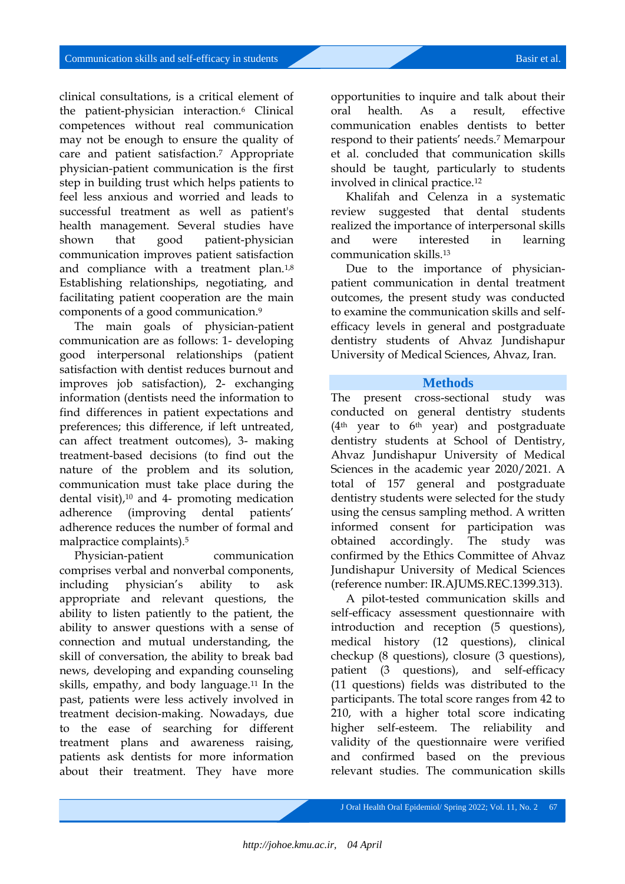clinical consultations, is a critical element of the patient-physician interaction.[6] Clinical competences without real communication may not be enough to ensure the quality of care and patient satisfaction.[7] Appropriate physician-patient communication is the first step in building trust which helps patients to feel less anxious and worried and leads to successful treatment as well as patient's health management. Several studies have shown that good patient-physician communication improves patient satisfaction and compliance with a treatment plan.[1,8] Establishing relationships, negotiating, and facilitating patient cooperation are the main components of a good communication.[9]

The main goals of physician-patient communication are as follows: 1- developing good interpersonal relationships (patient satisfaction with dentist reduces burnout and improves job satisfaction), 2- exchanging information (dentists need the information to find differences in patient expectations and preferences; this difference, if left untreated, can affect treatment outcomes), 3- making treatment-based decisions (to find out the nature of the problem and its solution, communication must take place during the dental visit),[10] and 4- promoting medication adherence (improving dental patients' adherence reduces the number of formal and malpractice complaints).[5]

Physician-patient communication comprises verbal and nonverbal components, including physician's ability to ask appropriate and relevant questions, the ability to listen patiently to the patient, the ability to answer questions with a sense of connection and mutual understanding, the skill of conversation, the ability to break bad news, developing and expanding counseling skills, empathy, and body language.[11] In the past, patients were less actively involved in treatment decision-making. Nowadays, due to the ease of searching for different treatment plans and awareness raising, patients ask dentists for more information about their treatment. They have more opportunities to inquire and talk about their oral health. As a result, effective communication enables dentists to better respond to their patients' needs.[7] Memarpour et al. concluded that communication skills should be taught, particularly to students involved in clinical practice.[12]

Khalifah and Celenza in a systematic review suggested that dental students realized the importance of interpersonal skills and were interested in learning communication skills.[13]

Due to the importance of physician-patient communication in dental treatment outcomes, the present study was conducted to examine the communication skills and self-efficacy levels in general and postgraduate dentistry students of Ahvaz Jundishapur University of Medical Sciences, Ahvaz, Iran.

## Methods

The present cross-sectional study was conducted on general dentistry students (4th year to 6th year) and postgraduate dentistry students at School of Dentistry, Ahvaz Jundishapur University of Medical Sciences in the academic year 2020/2021. A total of 157 general and postgraduate dentistry students were selected for the study using the census sampling method. A written informed consent for participation was obtained accordingly. The study was confirmed by the Ethics Committee of Ahvaz Jundishapur University of Medical Sciences (reference number: IR.AJUMS.REC.1399.313).

A pilot-tested communication skills and self-efficacy assessment questionnaire with introduction and reception (5 questions), medical history (12 questions), clinical checkup (8 questions), closure (3 questions), patient (3 questions), and self-efficacy (11 questions) fields was distributed to the participants. The total score ranges from 42 to 210, with a higher total score indicating higher self-esteem. The reliability and validity of the questionnaire were verified and confirmed based on the previous relevant studies. The communication skills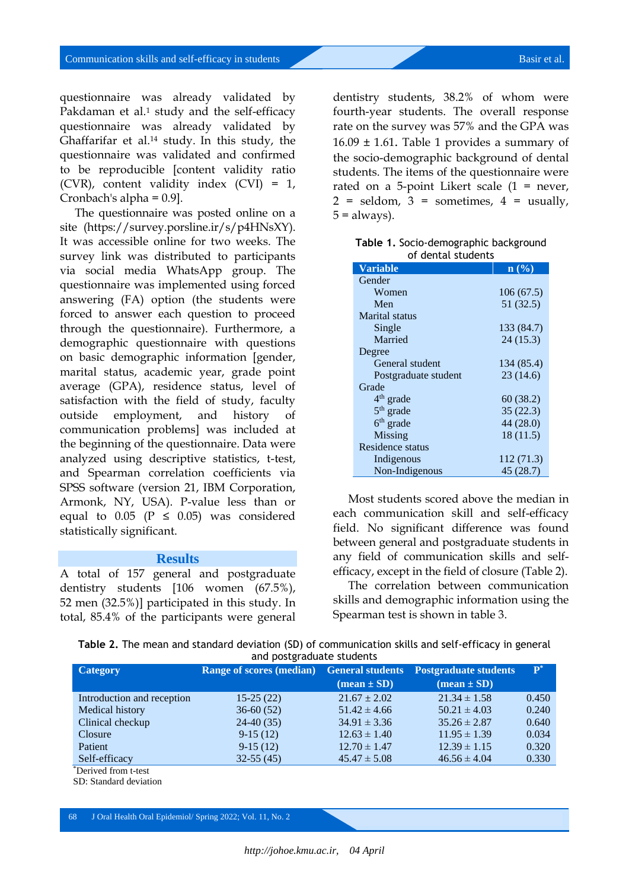questionnaire was already validated by Pakdaman et al.[1] study and the self-efficacy questionnaire was already validated by Ghaffarifar et al.[14] study. In this study, the questionnaire was validated and confirmed to be reproducible [content validity ratio (CVR), content validity index (CVI) = 1, Cronbach's alpha = 0.9].

The questionnaire was posted online on a site (https://survey.porsline.ir/s/p4HNsXY). It was accessible online for two weeks. The survey link was distributed to participants via social media WhatsApp group. The questionnaire was implemented using forced answering (FA) option (the students were forced to answer each question to proceed through the questionnaire). Furthermore, a demographic questionnaire with questions on basic demographic information [gender, marital status, academic year, grade point average (GPA), residence status, level of satisfaction with the field of study, faculty outside employment, and history of communication problems] was included at the beginning of the questionnaire. Data were analyzed using descriptive statistics, t-test, and Spearman correlation coefficients via SPSS software (version 21, IBM Corporation, Armonk, NY, USA). P-value less than or equal to 0.05 ($P \leq 0.05$) was considered statistically significant.

## Results

A total of 157 general and postgraduate dentistry students [106 women (67.5%), 52 men (32.5%)] participated in this study. In total, 85.4% of the participants were general dentistry students, 38.2% of whom were fourth-year students. The overall response rate on the survey was 57% and the GPA was 16.09 ± 1.61. Table 1 provides a summary of the socio-demographic background of dental students. The items of the questionnaire were rated on a 5-point Likert scale (1 = never, 2 = seldom, 3 = sometimes, 4 = usually, 5 = always).

**Table 1.** Socio-demographic background of dental students

| Variable | n (%) |
|---|---|
| Gender | |
| Women | 106 (67.5) |
| Men | 51 (32.5) |
| Marital status | |
| Single | 133 (84.7) |
| Married | 24 (15.3) |
| Degree | |
| General student | 134 (85.4) |
| Postgraduate student | 23 (14.6) |
| Grade | |
| $4^{th}$ grade | 60 (38.2) |
| $5^{th}$ grade | 35 (22.3) |
| $6^{th}$ grade | 44 (28.0) |
| Missing | 18 (11.5) |
| Residence status | |
| Indigenous | 112 (71.3) |
| Non-Indigenous | 45 (28.7) |

Most students scored above the median in each communication skill and self-efficacy field. No significant difference was found between general and postgraduate students in any field of communication skills and self-efficacy, except in the field of closure (Table 2).

The correlation between communication skills and demographic information using the Spearman test is shown in table 3.

**Table 2.** The mean and standard deviation (SD) of communication skills and self-efficacy in general and postgraduate students

| Category | Range of scores (median) | General students (mean ± SD) | Postgraduate students (mean ± SD) | P* |
|---|---|---|---|---|
| Introduction and reception | 15-25 (22) | 21.67 ± 2.02 | 21.34 ± 1.58 | 0.450 |
| Medical history | 36-60 (52) | 51.42 ± 4.66 | 50.21 ± 4.03 | 0.240 |
| Clinical checkup | 24-40 (35) | 34.91 ± 3.36 | 35.26 ± 2.87 | 0.640 |
| Closure | 9-15 (12) | 12.63 ± 1.40 | 11.95 ± 1.39 | 0.034 |
| Patient | 9-15 (12) | 12.70 ± 1.47 | 12.39 ± 1.15 | 0.320 |
| Self-efficacy | 32-55 (45) | 45.47 ± 5.08 | 46.56 ± 4.04 | 0.330 |

*Derived from t-test
SD: Standard deviation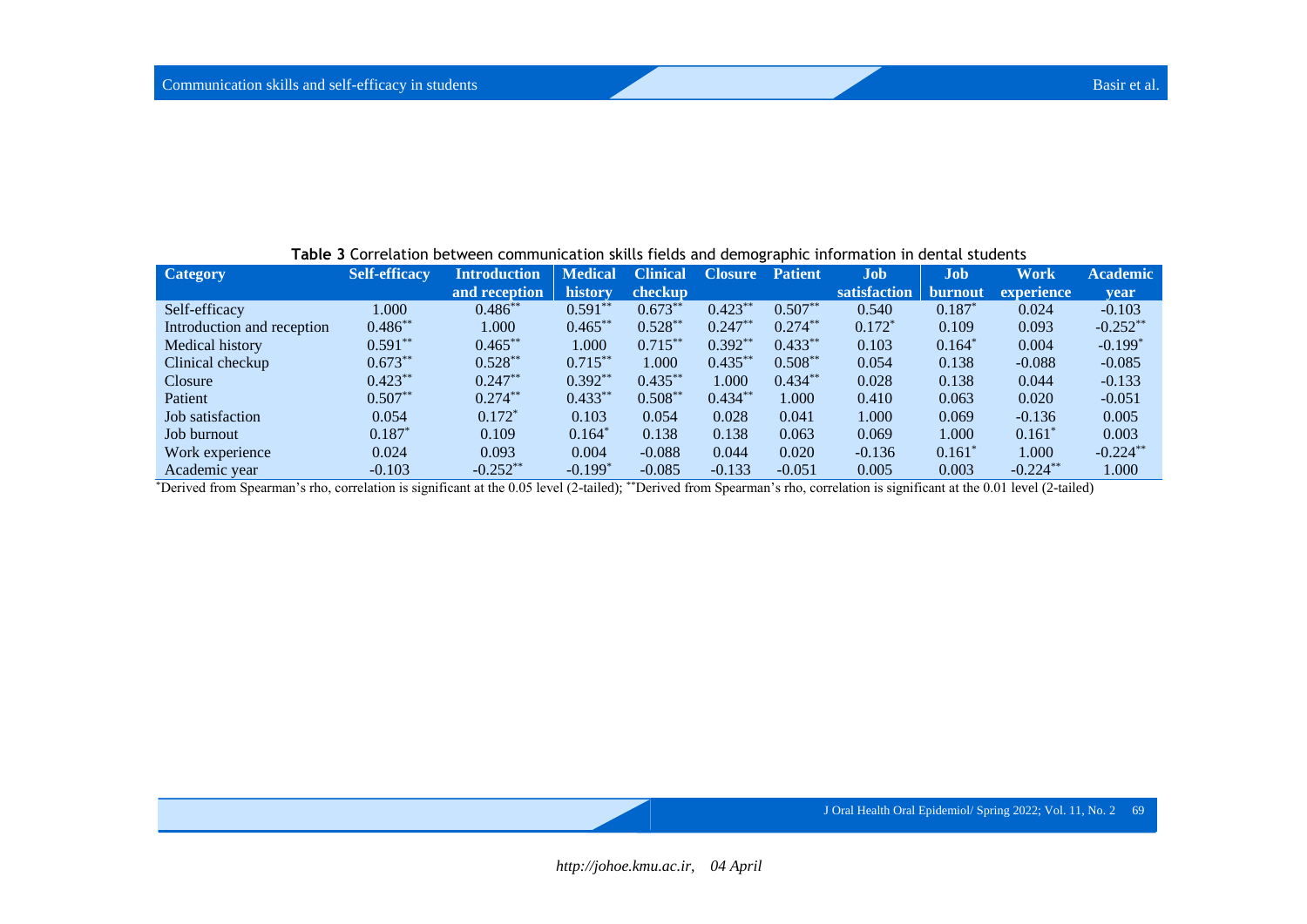**Table 3** Correlation between communication skills fields and demographic information in dental students

| Category | Self-efficacy | Introduction and reception | Medical history | Clinical checkup | Closure | Patient | Job satisfaction | Job burnout | Work experience | Academic year |
|---|---|---|---|---|---|---|---|---|---|---|
| Self-efficacy | 1.000 | 0.486** | 0.591** | 0.673** | 0.423** | 0.507** | 0.540 | 0.187* | 0.024 | -0.103 |
| Introduction and reception | 0.486** | 1.000 | 0.465** | 0.528** | 0.247** | 0.274** | 0.172* | 0.109 | 0.093 | -0.252** |
| Medical history | 0.591** | 0.465** | 1.000 | 0.715** | 0.392** | 0.433** | 0.103 | 0.164* | 0.004 | -0.199* |
| Clinical checkup | 0.673** | 0.528** | 0.715** | 1.000 | 0.435** | 0.508** | 0.054 | 0.138 | -0.088 | -0.085 |
| Closure | 0.423** | 0.247** | 0.392** | 0.435** | 1.000 | 0.434** | 0.028 | 0.138 | 0.044 | -0.133 |
| Patient | 0.507** | 0.274** | 0.433** | 0.508** | 0.434** | 1.000 | 0.410 | 0.063 | 0.020 | -0.051 |
| Job satisfaction | 0.054 | 0.172* | 0.103 | 0.054 | 0.028 | 0.041 | 1.000 | 0.069 | -0.136 | 0.005 |
| Job burnout | 0.187* | 0.109 | 0.164* | 0.138 | 0.138 | 0.063 | 0.069 | 1.000 | 0.161* | 0.003 |
| Work experience | 0.024 | 0.093 | 0.004 | -0.088 | 0.044 | 0.020 | -0.136 | 0.161* | 1.000 | -0.224** |
| Academic year | -0.103 | -0.252** | -0.199* | -0.085 | -0.133 | -0.051 | 0.005 | 0.003 | -0.224** | 1.000 |

*Derived from Spearman's rho, correlation is significant at the 0.05 level (2-tailed); **Derived from Spearman's rho, correlation is significant at the 0.01 level (2-tailed)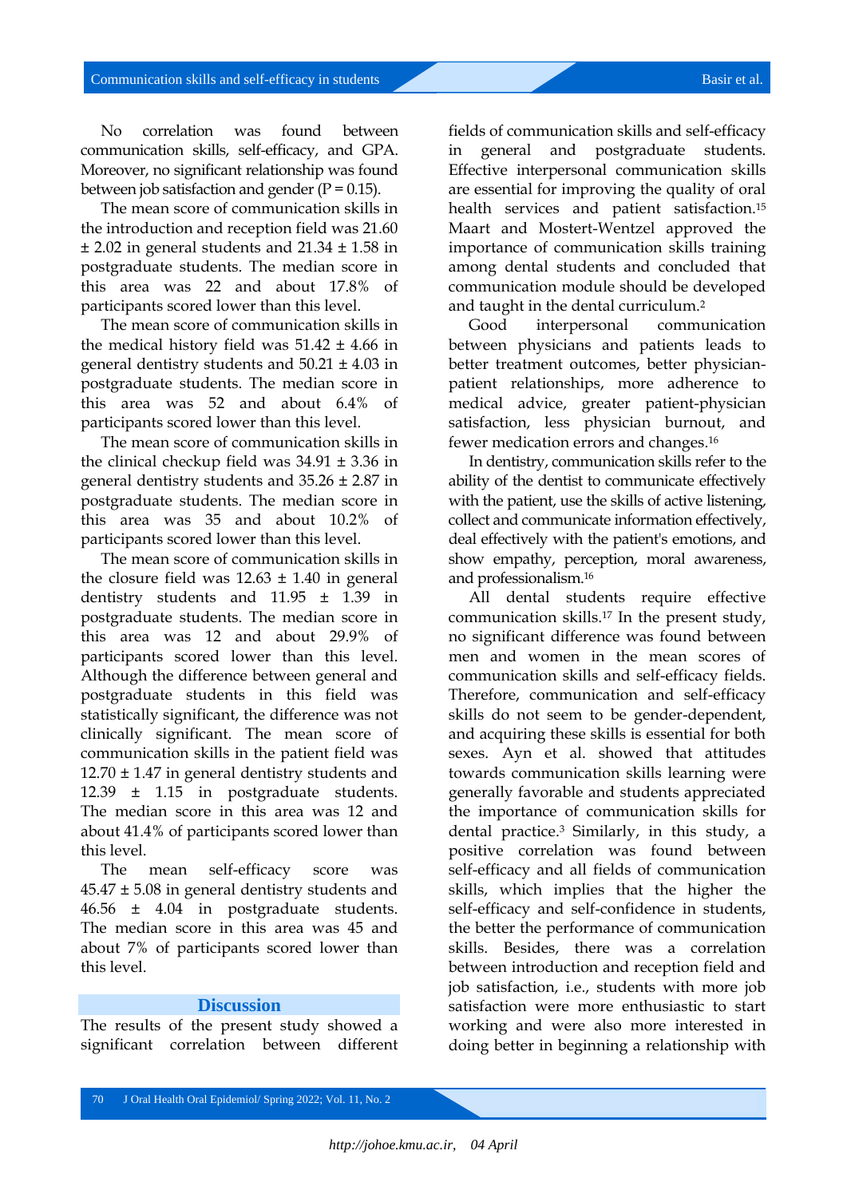No correlation was found between communication skills, self-efficacy, and GPA. Moreover, no significant relationship was found between job satisfaction and gender (P = 0.15).

The mean score of communication skills in the introduction and reception field was 21.60 ± 2.02 in general students and 21.34 ± 1.58 in postgraduate students. The median score in this area was 22 and about 17.8% of participants scored lower than this level.

The mean score of communication skills in the medical history field was 51.42 ± 4.66 in general dentistry students and 50.21 ± 4.03 in postgraduate students. The median score in this area was 52 and about 6.4% of participants scored lower than this level.

The mean score of communication skills in the clinical checkup field was 34.91 ± 3.36 in general dentistry students and 35.26 ± 2.87 in postgraduate students. The median score in this area was 35 and about 10.2% of participants scored lower than this level.

The mean score of communication skills in the closure field was 12.63 ± 1.40 in general dentistry students and 11.95 ± 1.39 in postgraduate students. The median score in this area was 12 and about 29.9% of participants scored lower than this level. Although the difference between general and postgraduate students in this field was statistically significant, the difference was not clinically significant. The mean score of communication skills in the patient field was 12.70 ± 1.47 in general dentistry students and 12.39 ± 1.15 in postgraduate students. The median score in this area was 12 and about 41.4% of participants scored lower than this level.

The mean self-efficacy score was 45.47 ± 5.08 in general dentistry students and 46.56 ± 4.04 in postgraduate students. The median score in this area was 45 and about 7% of participants scored lower than this level.

## Discussion

The results of the present study showed a significant correlation between different fields of communication skills and self-efficacy in general and postgraduate students. Effective interpersonal communication skills are essential for improving the quality of oral health services and patient satisfaction.[15] Maart and Mostert-Wentzel approved the importance of communication skills training among dental students and concluded that communication module should be developed and taught in the dental curriculum.[2]

Good interpersonal communication between physicians and patients leads to better treatment outcomes, better physician-patient relationships, more adherence to medical advice, greater patient-physician satisfaction, less physician burnout, and fewer medication errors and changes.[16]

In dentistry, communication skills refer to the ability of the dentist to communicate effectively with the patient, use the skills of active listening, collect and communicate information effectively, deal effectively with the patient's emotions, and show empathy, perception, moral awareness, and professionalism.[16]

All dental students require effective communication skills.[17] In the present study, no significant difference was found between men and women in the mean scores of communication skills and self-efficacy fields. Therefore, communication and self-efficacy skills do not seem to be gender-dependent, and acquiring these skills is essential for both sexes. Ayn et al. showed that attitudes towards communication skills learning were generally favorable and students appreciated the importance of communication skills for dental practice.[3] Similarly, in this study, a positive correlation was found between self-efficacy and all fields of communication skills, which implies that the higher the self-efficacy and self-confidence in students, the better the performance of communication skills. Besides, there was a correlation between introduction and reception field and job satisfaction, i.e., students with more job satisfaction were more enthusiastic to start working and were also more interested in doing better in beginning a relationship with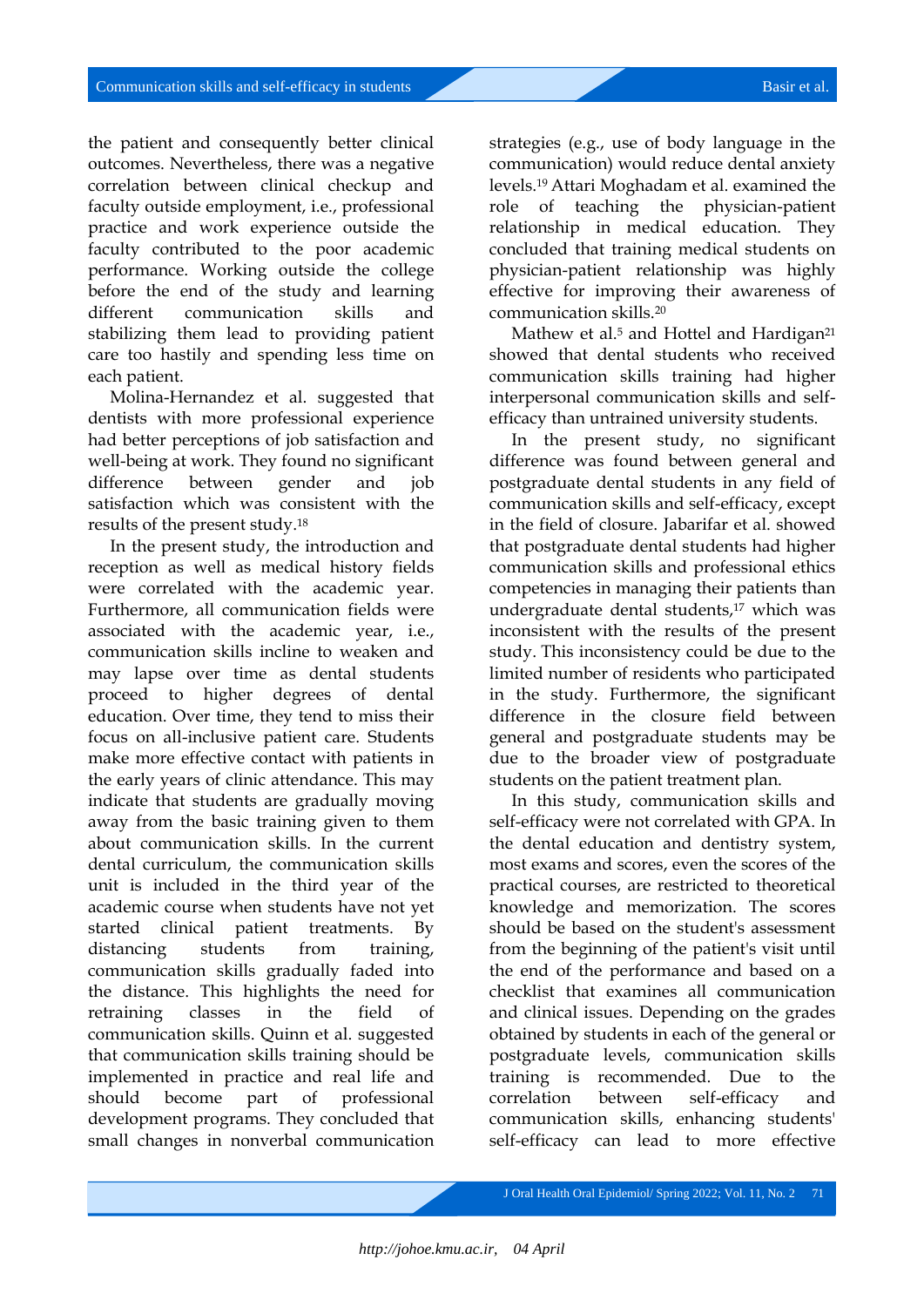the patient and consequently better clinical outcomes. Nevertheless, there was a negative correlation between clinical checkup and faculty outside employment, i.e., professional practice and work experience outside the faculty contributed to the poor academic performance. Working outside the college before the end of the study and learning different communication skills and stabilizing them lead to providing patient care too hastily and spending less time on each patient.

Molina-Hernandez et al. suggested that dentists with more professional experience had better perceptions of job satisfaction and well-being at work. They found no significant difference between gender and job satisfaction which was consistent with the results of the present study.[18]

In the present study, the introduction and reception as well as medical history fields were correlated with the academic year. Furthermore, all communication fields were associated with the academic year, i.e., communication skills incline to weaken and may lapse over time as dental students proceed to higher degrees of dental education. Over time, they tend to miss their focus on all-inclusive patient care. Students make more effective contact with patients in the early years of clinic attendance. This may indicate that students are gradually moving away from the basic training given to them about communication skills. In the current dental curriculum, the communication skills unit is included in the third year of the academic course when students have not yet started clinical patient treatments. By distancing students from training, communication skills gradually faded into the distance. This highlights the need for retraining classes in the field of communication skills. Quinn et al. suggested that communication skills training should be implemented in practice and real life and should become part of professional development programs. They concluded that small changes in nonverbal communication strategies (e.g., use of body language in the communication) would reduce dental anxiety levels.[19] Attari Moghadam et al. examined the role of teaching the physician-patient relationship in medical education. They concluded that training medical students on physician-patient relationship was highly effective for improving their awareness of communication skills.[20]

Mathew et al.[5] and Hottel and Hardigan[21] showed that dental students who received communication skills training had higher interpersonal communication skills and self-efficacy than untrained university students.

In the present study, no significant difference was found between general and postgraduate dental students in any field of communication skills and self-efficacy, except in the field of closure. Jabarifar et al. showed that postgraduate dental students had higher communication skills and professional ethics competencies in managing their patients than undergraduate dental students,[17] which was inconsistent with the results of the present study. This inconsistency could be due to the limited number of residents who participated in the study. Furthermore, the significant difference in the closure field between general and postgraduate students may be due to the broader view of postgraduate students on the patient treatment plan.

In this study, communication skills and self-efficacy were not correlated with GPA. In the dental education and dentistry system, most exams and scores, even the scores of the practical courses, are restricted to theoretical knowledge and memorization. The scores should be based on the student's assessment from the beginning of the patient's visit until the end of the performance and based on a checklist that examines all communication and clinical issues. Depending on the grades obtained by students in each of the general or postgraduate levels, communication skills training is recommended. Due to the correlation between self-efficacy and communication skills, enhancing students' self-efficacy can lead to more effective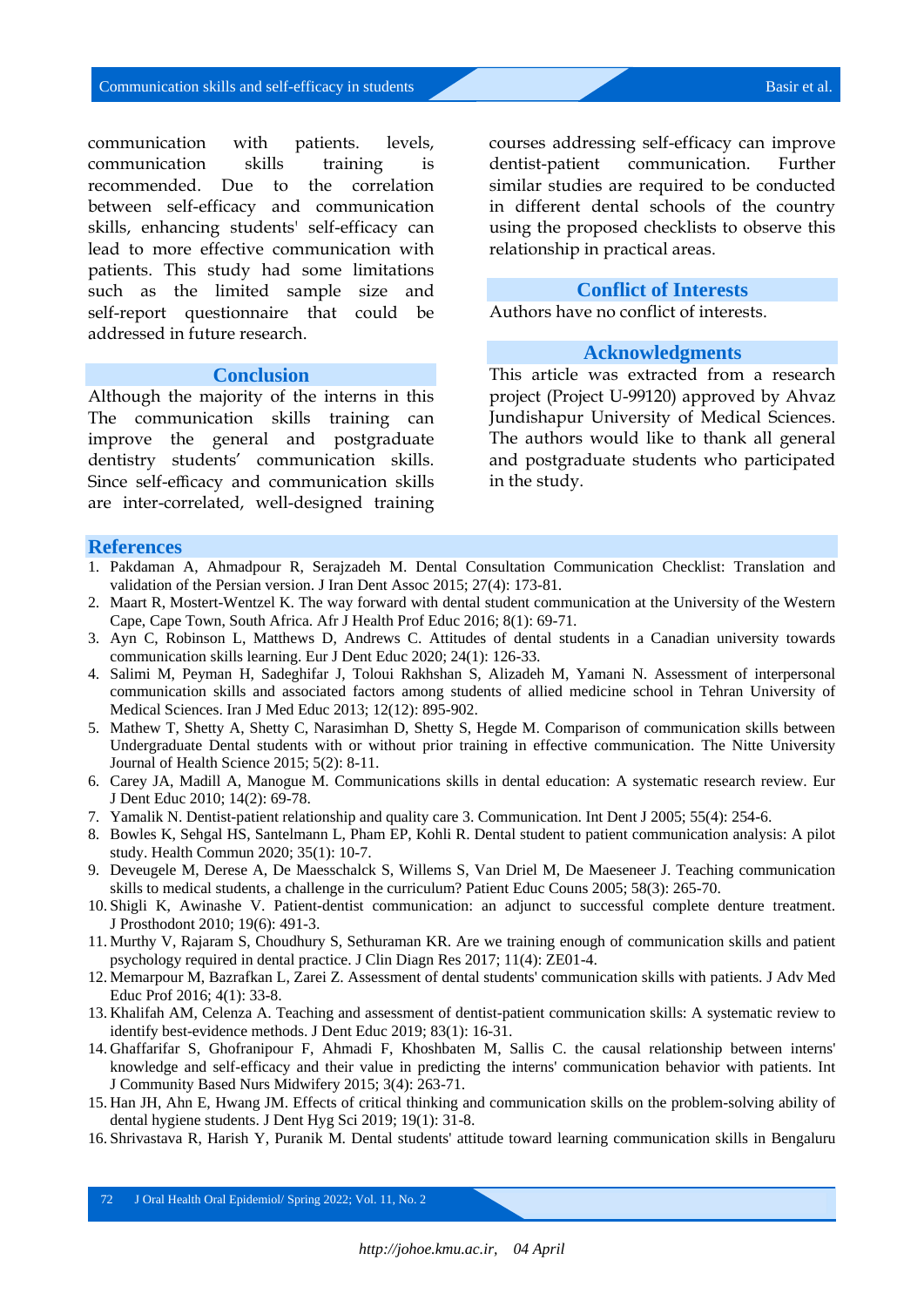communication with patients. levels, communication skills training is recommended. Due to the correlation between self-efficacy and communication skills, enhancing students' self-efficacy can lead to more effective communication with patients. This study had some limitations such as the limited sample size and self-report questionnaire that could be addressed in future research.

## Conclusion

Although the majority of the interns in this The communication skills training can improve the general and postgraduate dentistry students' communication skills. Since self-efficacy and communication skills are inter-correlated, well-designed training courses addressing self-efficacy can improve dentist-patient communication. Further similar studies are required to be conducted in different dental schools of the country using the proposed checklists to observe this relationship in practical areas.

## Conflict of Interests

Authors have no conflict of interests.

## Acknowledgments

This article was extracted from a research project (Project U-99120) approved by Ahvaz Jundishapur University of Medical Sciences. The authors would like to thank all general and postgraduate students who participated in the study.

## References

1. Pakdaman A, Ahmadpour R, Serajzadeh M. Dental Consultation Communication Checklist: Translation and validation of the Persian version. J Iran Dent Assoc 2015; 27(4): 173-81.
2. Maart R, Mostert-Wentzel K. The way forward with dental student communication at the University of the Western Cape, Cape Town, South Africa. Afr J Health Prof Educ 2016; 8(1): 69-71.
3. Ayn C, Robinson L, Matthews D, Andrews C. Attitudes of dental students in a Canadian university towards communication skills learning. Eur J Dent Educ 2020; 24(1): 126-33.
4. Salimi M, Peyman H, Sadeghifar J, Toloui Rakhshan S, Alizadeh M, Yamani N. Assessment of interpersonal communication skills and associated factors among students of allied medicine school in Tehran University of Medical Sciences. Iran J Med Educ 2013; 12(12): 895-902.
5. Mathew T, Shetty A, Shetty C, Narasimhan D, Shetty S, Hegde M. Comparison of communication skills between Undergraduate Dental students with or without prior training in effective communication. The Nitte University Journal of Health Science 2015; 5(2): 8-11.
6. Carey JA, Madill A, Manogue M. Communications skills in dental education: A systematic research review. Eur J Dent Educ 2010; 14(2): 69-78.
7. Yamalik N. Dentist-patient relationship and quality care 3. Communication. Int Dent J 2005; 55(4): 254-6.
8. Bowles K, Sehgal HS, Santelmann L, Pham EP, Kohli R. Dental student to patient communication analysis: A pilot study. Health Commun 2020; 35(1): 10-7.
9. Deveugele M, Derese A, De Maesschalck S, Willems S, Van Driel M, De Maeseneer J. Teaching communication skills to medical students, a challenge in the curriculum? Patient Educ Couns 2005; 58(3): 265-70.
10. Shigli K, Awinashe V. Patient-dentist communication: an adjunct to successful complete denture treatment. J Prosthodont 2010; 19(6): 491-3.
11. Murthy V, Rajaram S, Choudhury S, Sethuraman KR. Are we training enough of communication skills and patient psychology required in dental practice. J Clin Diagn Res 2017; 11(4): ZE01-4.
12. Memarpour M, Bazrafkan L, Zarei Z. Assessment of dental students' communication skills with patients. J Adv Med Educ Prof 2016; 4(1): 33-8.
13. Khalifah AM, Celenza A. Teaching and assessment of dentist-patient communication skills: A systematic review to identify best-evidence methods. J Dent Educ 2019; 83(1): 16-31.
14. Ghaffarifar S, Ghofranipour F, Ahmadi F, Khoshbaten M, Sallis C. the causal relationship between interns' knowledge and self-efficacy and their value in predicting the interns' communication behavior with patients. Int J Community Based Nurs Midwifery 2015; 3(4): 263-71.
15. Han JH, Ahn E, Hwang JM. Effects of critical thinking and communication skills on the problem-solving ability of dental hygiene students. J Dent Hyg Sci 2019; 19(1): 31-8.
16. Shrivastava R, Harish Y, Puranik M. Dental students' attitude toward learning communication skills in Bengaluru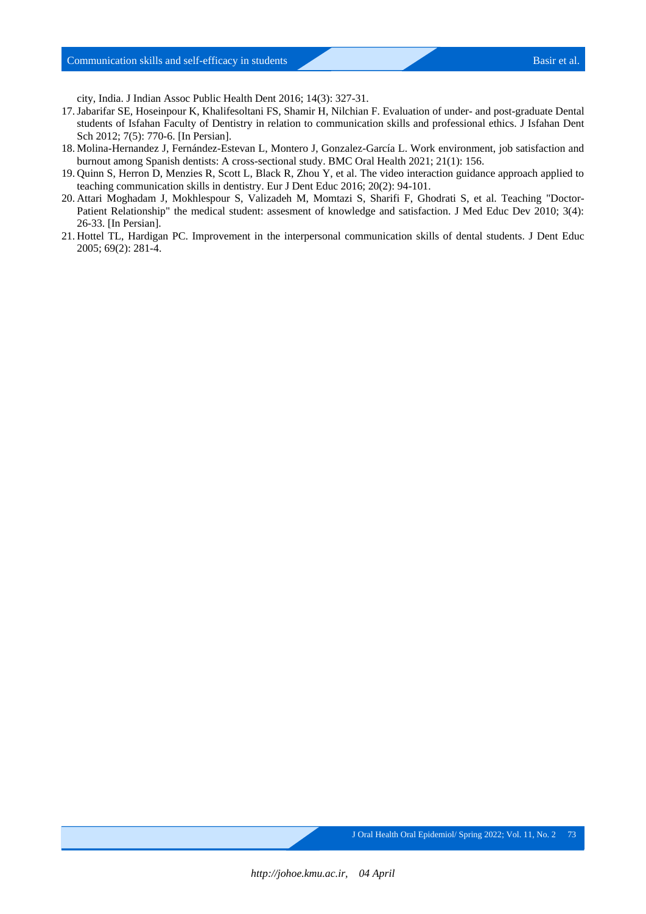city, India. J Indian Assoc Public Health Dent 2016; 14(3): 327-31.

17. Jabarifar SE, Hoseinpour K, Khalifesoltani FS, Shamir H, Nilchian F. Evaluation of under- and post-graduate Dental students of Isfahan Faculty of Dentistry in relation to communication skills and professional ethics. J Isfahan Dent Sch 2012; 7(5): 770-6. [In Persian].
18. Molina-Hernandez J, Fernández-Estevan L, Montero J, Gonzalez-García L. Work environment, job satisfaction and burnout among Spanish dentists: A cross-sectional study. BMC Oral Health 2021; 21(1): 156.
19. Quinn S, Herron D, Menzies R, Scott L, Black R, Zhou Y, et al. The video interaction guidance approach applied to teaching communication skills in dentistry. Eur J Dent Educ 2016; 20(2): 94-101.
20. Attari Moghadam J, Mokhlespour S, Valizadeh M, Momtazi S, Sharifi F, Ghodrati S, et al. Teaching "Doctor-Patient Relationship" the medical student: assesment of knowledge and satisfaction. J Med Educ Dev 2010; 3(4): 26-33. [In Persian].
21. Hottel TL, Hardigan PC. Improvement in the interpersonal communication skills of dental students. J Dent Educ 2005; 69(2): 281-4.